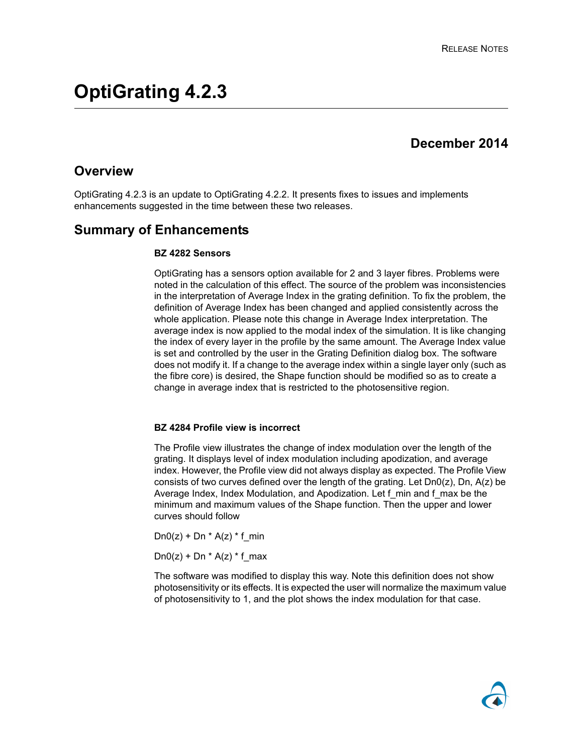# OptiGrating 4.2.3

**December 2014**

## Overview

OptiGrating 4.2.3 is an update to OptiGrating 4.2.2. It presents fixes to issues and implements enhancements suggested in the time between these two releases.

## Summary of Enhancements

### BZ 4282 Sensors

OptiGrating has a sensors option available for 2 and 3 layer fibres. Problems were noted in the calculation of this effect. The source of the problem was inconsistencies in the interpretation of Average Index in the grating definition. To fix the problem, the definition of Average Index has been changed and applied consistently across the whole application. Please note this change in Average Index interpretation. The average index is now applied to the modal index of the simulation. It is like changing the index of every layer in the profile by the same amount. The Average Index value is set and controlled by the user in the Grating Definition dialog box. The software does not modify it. If a change to the average index within a single layer only (such as the fibre core) is desired, the Shape function should be modified so as to create a change in average index that is restricted to the photosensitive region.

### BZ 4284 Profile view is incorrect

The Profile view illustrates the change of index modulation over the length of the grating. It displays level of index modulation including apodization, and average index. However, the Profile view did not always display as expected. The Profile View consists of two curves defined over the length of the grating. Let $Dn0(z)$, $Dn$, $A(z)$ be Average Index, Index Modulation, and Apodization. Let $f_{min}$ and $f_{max}$ be the minimum and maximum values of the Shape function. Then the upper and lower curves should follow

$$Dn0(z) + Dn * A(z) * f_{min}$$

$$Dn0(z) + Dn * A(z) * f_{max}$$

The software was modified to display this way. Note this definition does not show photosensitivity or its effects. It is expected the user will normalize the maximum value of photosensitivity to 1, and the plot shows the index modulation for that case.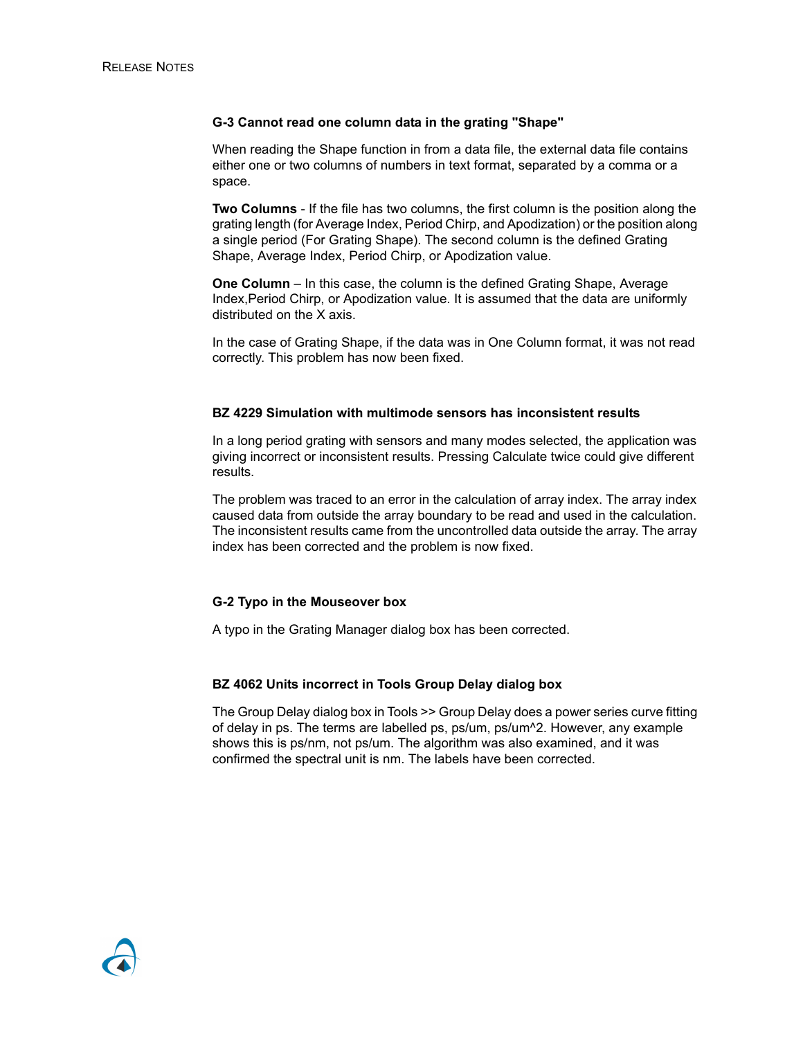#### G-3 Cannot read one column data in the grating "Shape"

When reading the Shape function in from a data file, the external data file contains either one or two columns of numbers in text format, separated by a comma or a space.

**Two Columns** - If the file has two columns, the first column is the position along the grating length (for Average Index, Period Chirp, and Apodization) or the position along a single period (For Grating Shape). The second column is the defined Grating Shape, Average Index, Period Chirp, or Apodization value.

**One Column** – In this case, the column is the defined Grating Shape, Average Index,Period Chirp, or Apodization value. It is assumed that the data are uniformly distributed on the X axis.

In the case of Grating Shape, if the data was in One Column format, it was not read correctly. This problem has now been fixed.

#### BZ 4229 Simulation with multimode sensors has inconsistent results

In a long period grating with sensors and many modes selected, the application was giving incorrect or inconsistent results. Pressing Calculate twice could give different results.

The problem was traced to an error in the calculation of array index. The array index caused data from outside the array boundary to be read and used in the calculation. The inconsistent results came from the uncontrolled data outside the array. The array index has been corrected and the problem is now fixed.

#### G-2 Typo in the Mouseover box

A typo in the Grating Manager dialog box has been corrected.

#### BZ 4062 Units incorrect in Tools Group Delay dialog box

The Group Delay dialog box in Tools >> Group Delay does a power series curve fitting of delay in ps. The terms are labelled ps, ps/um, ps/um^2. However, any example shows this is ps/nm, not ps/um. The algorithm was also examined, and it was confirmed the spectral unit is nm. The labels have been corrected.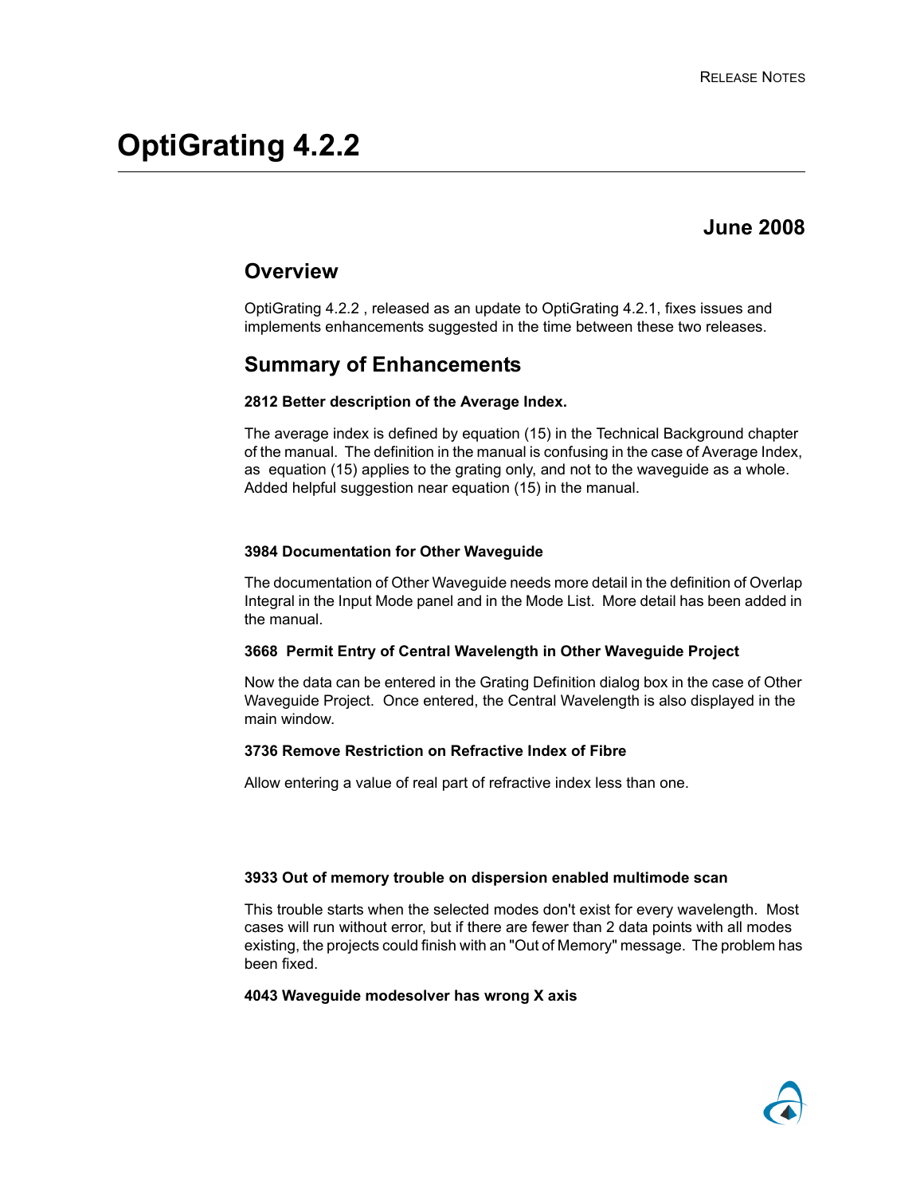# OptiGrating 4.2.2

## June 2008

## Overview

OptiGrating 4.2.2 , released as an update to OptiGrating 4.2.1, fixes issues and implements enhancements suggested in the time between these two releases.

## Summary of Enhancements

**2812 Better description of the Average Index.**

The average index is defined by equation (15) in the Technical Background chapter of the manual. The definition in the manual is confusing in the case of Average Index, as equation (15) applies to the grating only, and not to the waveguide as a whole. Added helpful suggestion near equation (15) in the manual.

**3984 Documentation for Other Waveguide**

The documentation of Other Waveguide needs more detail in the definition of Overlap Integral in the Input Mode panel and in the Mode List. More detail has been added in the manual.

**3668 Permit Entry of Central Wavelength in Other Waveguide Project**

Now the data can be entered in the Grating Definition dialog box in the case of Other Waveguide Project. Once entered, the Central Wavelength is also displayed in the main window.

**3736 Remove Restriction on Refractive Index of Fibre**

Allow entering a value of real part of refractive index less than one.

**3933 Out of memory trouble on dispersion enabled multimode scan**

This trouble starts when the selected modes don't exist for every wavelength. Most cases will run without error, but if there are fewer than 2 data points with all modes existing, the projects could finish with an "Out of Memory" message. The problem has been fixed.

**4043 Waveguide modesolver has wrong X axis**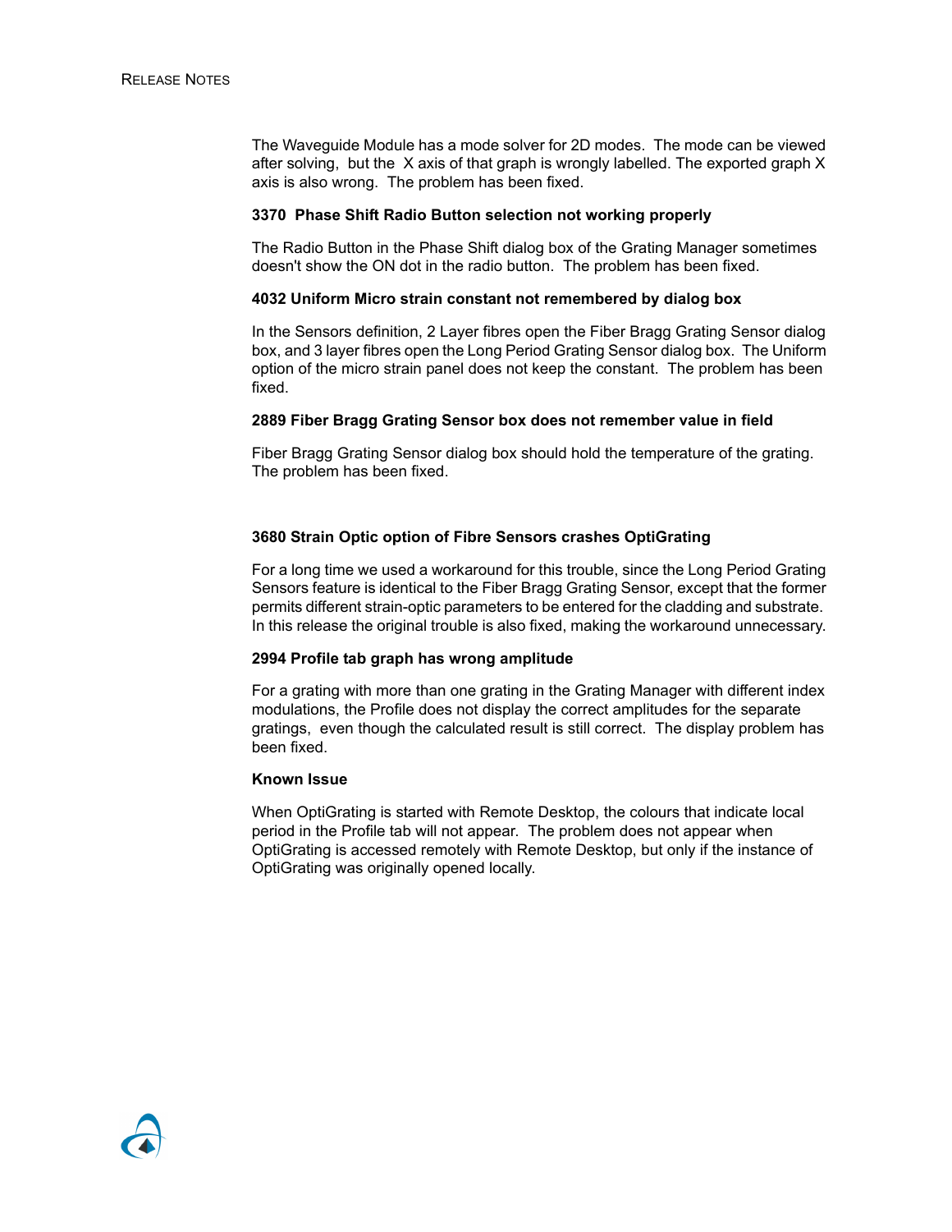The Waveguide Module has a mode solver for 2D modes. The mode can be viewed after solving, but the X axis of that graph is wrongly labelled. The exported graph X axis is also wrong. The problem has been fixed.

**3370 Phase Shift Radio Button selection not working properly**

The Radio Button in the Phase Shift dialog box of the Grating Manager sometimes doesn't show the ON dot in the radio button. The problem has been fixed.

**4032 Uniform Micro strain constant not remembered by dialog box**

In the Sensors definition, 2 Layer fibres open the Fiber Bragg Grating Sensor dialog box, and 3 layer fibres open the Long Period Grating Sensor dialog box. The Uniform option of the micro strain panel does not keep the constant. The problem has been fixed.

**2889 Fiber Bragg Grating Sensor box does not remember value in field**

Fiber Bragg Grating Sensor dialog box should hold the temperature of the grating. The problem has been fixed.

**3680 Strain Optic option of Fibre Sensors crashes OptiGrating**

For a long time we used a workaround for this trouble, since the Long Period Grating Sensors feature is identical to the Fiber Bragg Grating Sensor, except that the former permits different strain-optic parameters to be entered for the cladding and substrate. In this release the original trouble is also fixed, making the workaround unnecessary.

**2994 Profile tab graph has wrong amplitude**

For a grating with more than one grating in the Grating Manager with different index modulations, the Profile does not display the correct amplitudes for the separate gratings, even though the calculated result is still correct. The display problem has been fixed.

**Known Issue**

When OptiGrating is started with Remote Desktop, the colours that indicate local period in the Profile tab will not appear. The problem does not appear when OptiGrating is accessed remotely with Remote Desktop, but only if the instance of OptiGrating was originally opened locally.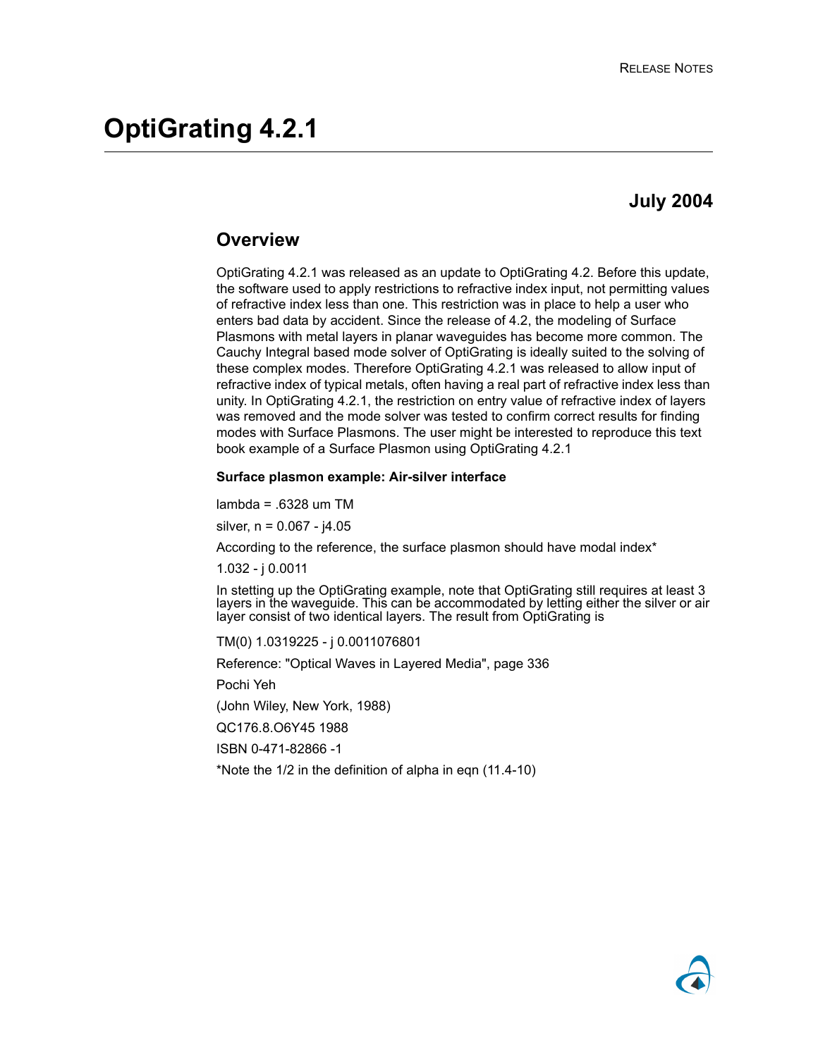# OptiGrating 4.2.1

## July 2004

## Overview

OptiGrating 4.2.1 was released as an update to OptiGrating 4.2. Before this update, the software used to apply restrictions to refractive index input, not permitting values of refractive index less than one. This restriction was in place to help a user who enters bad data by accident. Since the release of 4.2, the modeling of Surface Plasmons with metal layers in planar waveguides has become more common. The Cauchy Integral based mode solver of OptiGrating is ideally suited to the solving of these complex modes. Therefore OptiGrating 4.2.1 was released to allow input of refractive index of typical metals, often having a real part of refractive index less than unity. In OptiGrating 4.2.1, the restriction on entry value of refractive index of layers was removed and the mode solver was tested to confirm correct results for finding modes with Surface Plasmons. The user might be interested to reproduce this text book example of a Surface Plasmon using OptiGrating 4.2.1

**Surface plasmon example: Air-silver interface**

lambda = .6328 um TM

silver, n = 0.067 - j4.05

According to the reference, the surface plasmon should have modal index*

1.032 - j 0.0011

In stetting up the OptiGrating example, note that OptiGrating still requires at least 3 layers in the waveguide. This can be accommodated by letting either the silver or air layer consist of two identical layers. The result from OptiGrating is

TM(0) 1.0319225 - j 0.0011076801

Reference: "Optical Waves in Layered Media", page 336

Pochi Yeh

(John Wiley, New York, 1988)

QC176.8.O6Y45 1988

ISBN 0-471-82866 -1

*Note the 1/2 in the definition of alpha in eqn (11.4-10)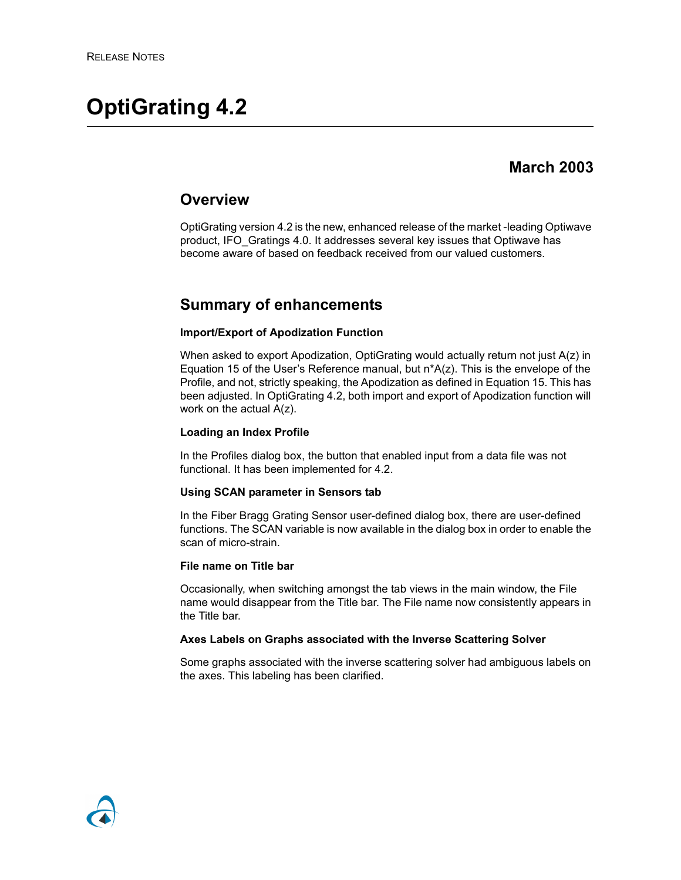# OptiGrating 4.2

**March 2003**

## Overview

OptiGrating version 4.2 is the new, enhanced release of the market -leading Optiwave product, IFO_Gratings 4.0. It addresses several key issues that Optiwave has become aware of based on feedback received from our valued customers.

## Summary of enhancements

**Import/Export of Apodization Function**

When asked to export Apodization, OptiGrating would actually return not just $A(z)$ in Equation 15 of the User's Reference manual, but $n*A(z)$. This is the envelope of the Profile, and not, strictly speaking, the Apodization as defined in Equation 15. This has been adjusted. In OptiGrating 4.2, both import and export of Apodization function will work on the actual $A(z)$.

**Loading an Index Profile**

In the Profiles dialog box, the button that enabled input from a data file was not functional. It has been implemented for 4.2.

**Using SCAN parameter in Sensors tab**

In the Fiber Bragg Grating Sensor user-defined dialog box, there are user-defined functions. The SCAN variable is now available in the dialog box in order to enable the scan of micro-strain.

**File name on Title bar**

Occasionally, when switching amongst the tab views in the main window, the File name would disappear from the Title bar. The File name now consistently appears in the Title bar.

**Axes Labels on Graphs associated with the Inverse Scattering Solver**

Some graphs associated with the inverse scattering solver had ambiguous labels on the axes. This labeling has been clarified.